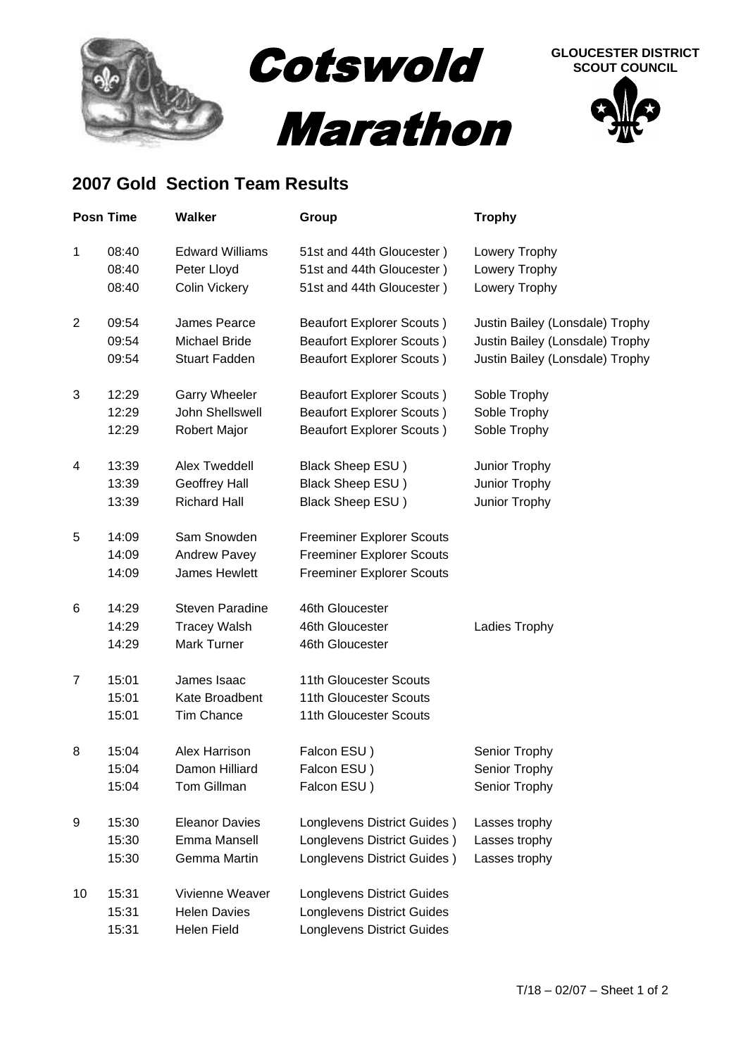# Cotswold Marathon

**GLOUCESTER DISTRICT SCOUT COUNCIL**

## 2007 Gold Section Team Results

| Posn | Time | Walker | Group | Trophy |
|---|---|---|---|---|
| 1 | 08:40 | Edward Williams | 51st and 44th Gloucester ) | Lowery Trophy |
| | 08:40 | Peter Lloyd | 51st and 44th Gloucester ) | Lowery Trophy |
| | 08:40 | Colin Vickery | 51st and 44th Gloucester ) | Lowery Trophy |
| 2 | 09:54 | James Pearce | Beaufort Explorer Scouts ) | Justin Bailey (Lonsdale) Trophy |
| | 09:54 | Michael Bride | Beaufort Explorer Scouts ) | Justin Bailey (Lonsdale) Trophy |
| | 09:54 | Stuart Fadden | Beaufort Explorer Scouts ) | Justin Bailey (Lonsdale) Trophy |
| 3 | 12:29 | Garry Wheeler | Beaufort Explorer Scouts ) | Soble Trophy |
| | 12:29 | John Shellswell | Beaufort Explorer Scouts ) | Soble Trophy |
| | 12:29 | Robert Major | Beaufort Explorer Scouts ) | Soble Trophy |
| 4 | 13:39 | Alex Tweddell | Black Sheep ESU ) | Junior Trophy |
| | 13:39 | Geoffrey Hall | Black Sheep ESU ) | Junior Trophy |
| | 13:39 | Richard Hall | Black Sheep ESU ) | Junior Trophy |
| 5 | 14:09 | Sam Snowden | Freeminer Explorer Scouts | |
| | 14:09 | Andrew Pavey | Freeminer Explorer Scouts | |
| | 14:09 | James Hewlett | Freeminer Explorer Scouts | |
| 6 | 14:29 | Steven Paradine | 46th Gloucester | |
| | 14:29 | Tracey Walsh | 46th Gloucester | Ladies Trophy |
| | 14:29 | Mark Turner | 46th Gloucester | |
| 7 | 15:01 | James Isaac | 11th Gloucester Scouts | |
| | 15:01 | Kate Broadbent | 11th Gloucester Scouts | |
| | 15:01 | Tim Chance | 11th Gloucester Scouts | |
| 8 | 15:04 | Alex Harrison | Falcon ESU ) | Senior Trophy |
| | 15:04 | Damon Hilliard | Falcon ESU ) | Senior Trophy |
| | 15:04 | Tom Gillman | Falcon ESU ) | Senior Trophy |
| 9 | 15:30 | Eleanor Davies | Longlevens District Guides ) | Lasses trophy |
| | 15:30 | Emma Mansell | Longlevens District Guides ) | Lasses trophy |
| | 15:30 | Gemma Martin | Longlevens District Guides ) | Lasses trophy |
| 10 | 15:31 | Vivienne Weaver | Longlevens District Guides | |
| | 15:31 | Helen Davies | Longlevens District Guides | |
| | 15:31 | Helen Field | Longlevens District Guides | |

T/18 – 02/07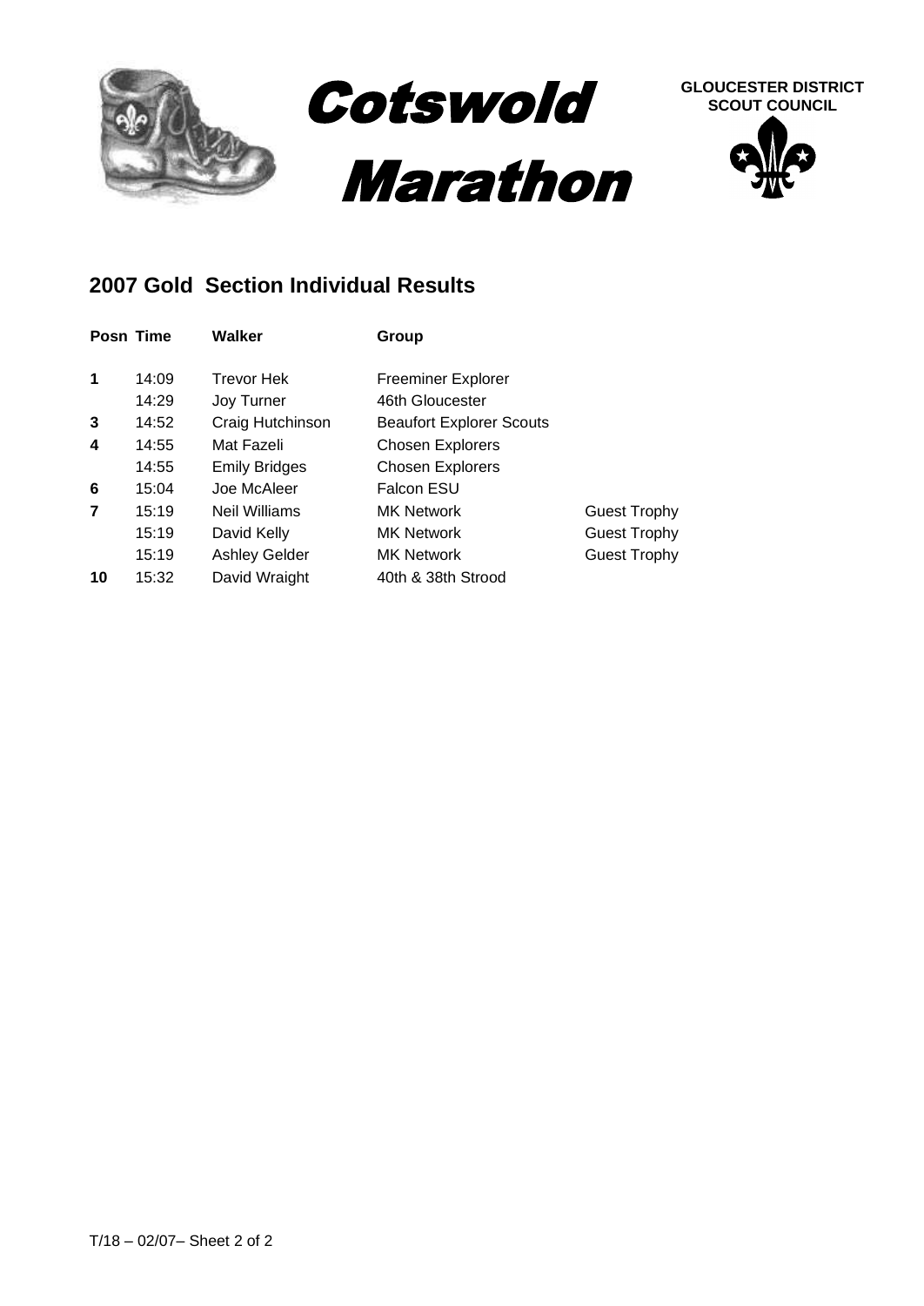# Cotswold Marathon

**GLOUCESTER DISTRICT SCOUT COUNCIL**

## 2007 Gold Section Individual Results

| Posn | Time | Walker | Group | |
|---|---|---|---|---|
| **1** | 14:09 | Trevor Hek | Freeminer Explorer | |
| | 14:29 | Joy Turner | 46th Gloucester | |
| **3** | 14:52 | Craig Hutchinson | Beaufort Explorer Scouts | |
| **4** | 14:55 | Mat Fazeli | Chosen Explorers | |
| | 14:55 | Emily Bridges | Chosen Explorers | |
| **6** | 15:04 | Joe McAleer | Falcon ESU | |
| **7** | 15:19 | Neil Williams | MK Network | Guest Trophy |
| | 15:19 | David Kelly | MK Network | Guest Trophy |
| | 15:19 | Ashley Gelder | MK Network | Guest Trophy |
| **10** | 15:32 | David Wraight | 40th & 38th Strood | |

T/18 – 02/07– Sheet 2 of 2